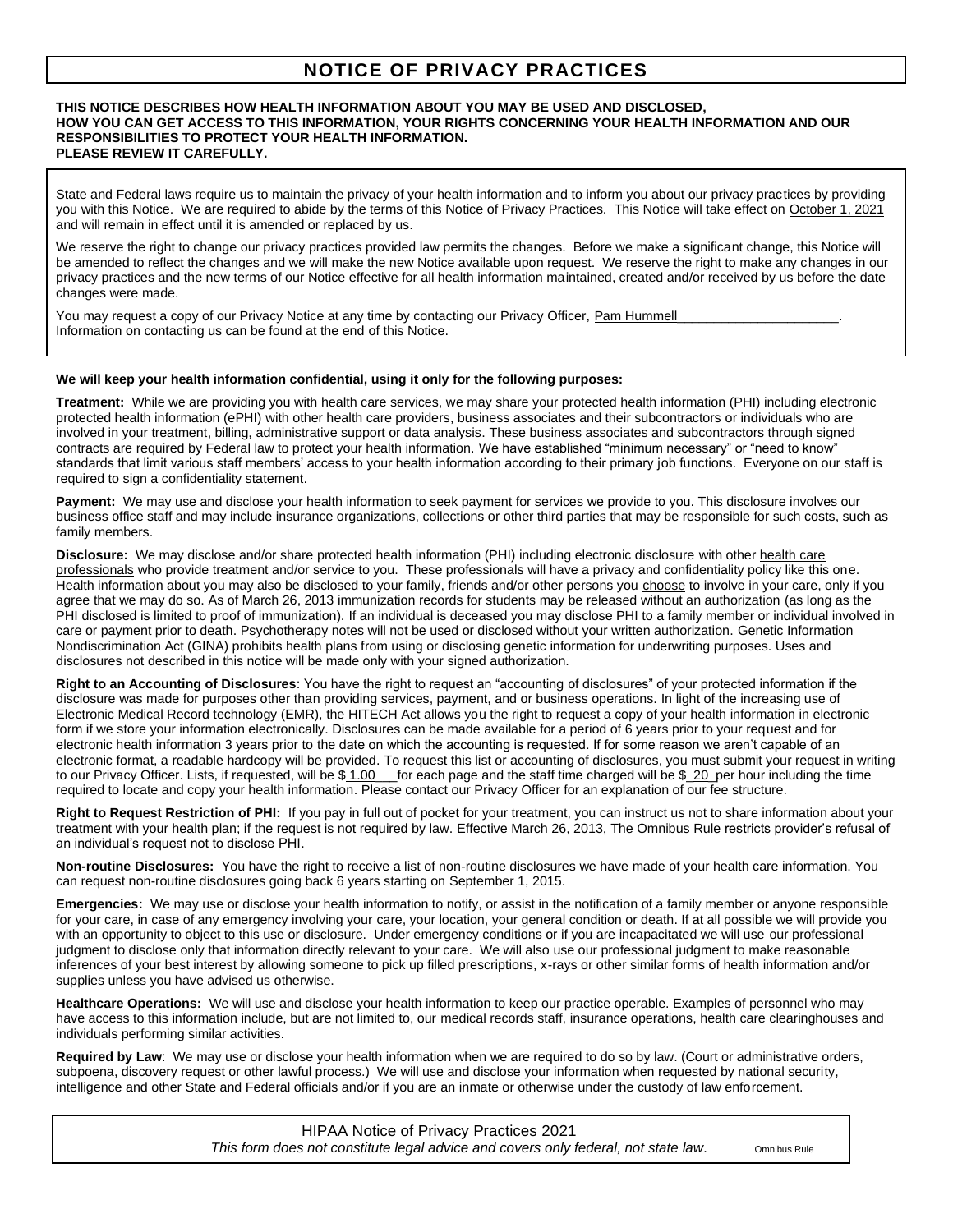# NOTICE OF PRIVACY PRACTICES

**THIS NOTICE DESCRIBES HOW HEALTH INFORMATION ABOUT YOU MAY BE USED AND DISCLOSED, HOW YOU CAN GET ACCESS TO THIS INFORMATION, YOUR RIGHTS CONCERNING YOUR HEALTH INFORMATION AND OUR RESPONSIBILITIES TO PROTECT YOUR HEALTH INFORMATION.**
**PLEASE REVIEW IT CAREFULLY.**

State and Federal laws require us to maintain the privacy of your health information and to inform you about our privacy practices by providing you with this Notice. We are required to abide by the terms of this Notice of Privacy Practices. This Notice will take effect on October 1, 2021 and will remain in effect until it is amended or replaced by us.

We reserve the right to change our privacy practices provided law permits the changes. Before we make a significant change, this Notice will be amended to reflect the changes and we will make the new Notice available upon request. We reserve the right to make any changes in our privacy practices and the new terms of our Notice effective for all health information maintained, created and/or received by us before the date changes were made.

You may request a copy of our Privacy Notice at any time by contacting our Privacy Officer, Pam Hummell. Information on contacting us can be found at the end of this Notice.

**We will keep your health information confidential, using it only for the following purposes:**

**Treatment:** While we are providing you with health care services, we may share your protected health information (PHI) including electronic protected health information (ePHI) with other health care providers, business associates and their subcontractors or individuals who are involved in your treatment, billing, administrative support or data analysis. These business associates and subcontractors through signed contracts are required by Federal law to protect your health information. We have established "minimum necessary" or "need to know" standards that limit various staff members' access to your health information according to their primary job functions. Everyone on our staff is required to sign a confidentiality statement.

**Payment:** We may use and disclose your health information to seek payment for services we provide to you. This disclosure involves our business office staff and may include insurance organizations, collections or other third parties that may be responsible for such costs, such as family members.

**Disclosure:** We may disclose and/or share protected health information (PHI) including electronic disclosure with other health care professionals who provide treatment and/or service to you. These professionals will have a privacy and confidentiality policy like this one. Health information about you may also be disclosed to your family, friends and/or other persons you choose to involve in your care, only if you agree that we may do so. As of March 26, 2013 immunization records for students may be released without an authorization (as long as the PHI disclosed is limited to proof of immunization). If an individual is deceased you may disclose PHI to a family member or individual involved in care or payment prior to death. Psychotherapy notes will not be used or disclosed without your written authorization. Genetic Information Nondiscrimination Act (GINA) prohibits health plans from using or disclosing genetic information for underwriting purposes. Uses and disclosures not described in this notice will be made only with your signed authorization.

**Right to an Accounting of Disclosures**: You have the right to request an "accounting of disclosures" of your protected information if the disclosure was made for purposes other than providing services, payment, and or business operations. In light of the increasing use of Electronic Medical Record technology (EMR), the HITECH Act allows you the right to request a copy of your health information in electronic form if we store your information electronically. Disclosures can be made available for a period of 6 years prior to your request and for electronic health information 3 years prior to the date on which the accounting is requested. If for some reason we aren't capable of an electronic format, a readable hardcopy will be provided. To request this list or accounting of disclosures, you must submit your request in writing to our Privacy Officer. Lists, if requested, will be $ 1.00 for each page and the staff time charged will be $ 20 per hour including the time required to locate and copy your health information. Please contact our Privacy Officer for an explanation of our fee structure.

**Right to Request Restriction of PHI:** If you pay in full out of pocket for your treatment, you can instruct us not to share information about your treatment with your health plan; if the request is not required by law. Effective March 26, 2013, The Omnibus Rule restricts provider's refusal of an individual's request not to disclose PHI.

**Non-routine Disclosures:** You have the right to receive a list of non-routine disclosures we have made of your health care information. You can request non-routine disclosures going back 6 years starting on September 1, 2015.

**Emergencies:** We may use or disclose your health information to notify, or assist in the notification of a family member or anyone responsible for your care, in case of any emergency involving your care, your location, your general condition or death. If at all possible we will provide you with an opportunity to object to this use or disclosure. Under emergency conditions or if you are incapacitated we will use our professional judgment to disclose only that information directly relevant to your care. We will also use our professional judgment to make reasonable inferences of your best interest by allowing someone to pick up filled prescriptions, x-rays or other similar forms of health information and/or supplies unless you have advised us otherwise.

**Healthcare Operations:** We will use and disclose your health information to keep our practice operable. Examples of personnel who may have access to this information include, but are not limited to, our medical records staff, insurance operations, health care clearinghouses and individuals performing similar activities.

**Required by Law**: We may use or disclose your health information when we are required to do so by law. (Court or administrative orders, subpoena, discovery request or other lawful process.) We will use and disclose your information when requested by national security, intelligence and other State and Federal officials and/or if you are an inmate or otherwise under the custody of law enforcement.

HIPAA Notice of Privacy Practices 2021

*This form does not constitute legal advice and covers only federal, not state law.* Omnibus Rule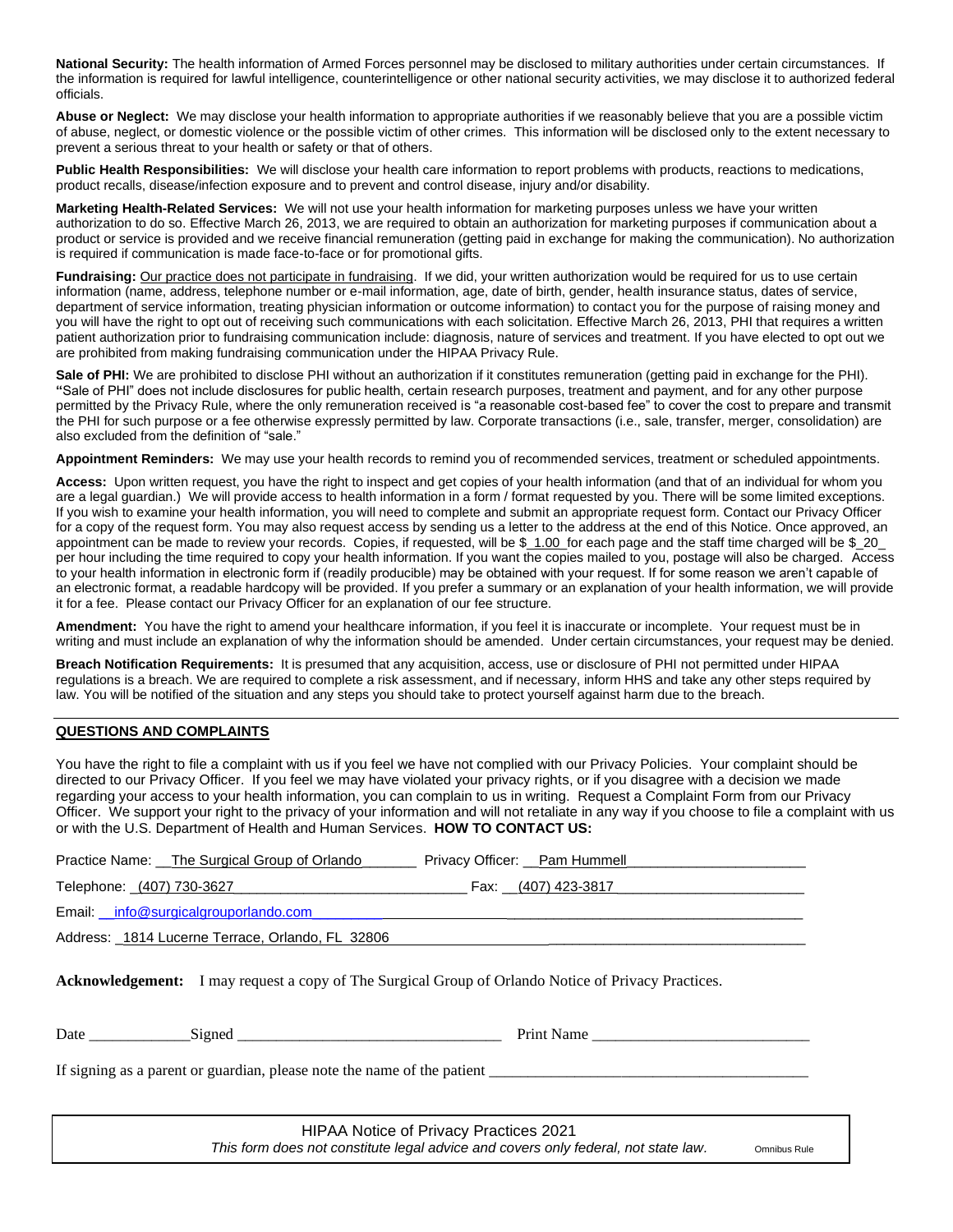**National Security:** The health information of Armed Forces personnel may be disclosed to military authorities under certain circumstances. If the information is required for lawful intelligence, counterintelligence or other national security activities, we may disclose it to authorized federal officials.

**Abuse or Neglect:** We may disclose your health information to appropriate authorities if we reasonably believe that you are a possible victim of abuse, neglect, or domestic violence or the possible victim of other crimes. This information will be disclosed only to the extent necessary to prevent a serious threat to your health or safety or that of others.

**Public Health Responsibilities:** We will disclose your health care information to report problems with products, reactions to medications, product recalls, disease/infection exposure and to prevent and control disease, injury and/or disability.

**Marketing Health-Related Services:** We will not use your health information for marketing purposes unless we have your written authorization to do so. Effective March 26, 2013, we are required to obtain an authorization for marketing purposes if communication about a product or service is provided and we receive financial remuneration (getting paid in exchange for making the communication). No authorization is required if communication is made face-to-face or for promotional gifts.

**Fundraising:** Our practice does not participate in fundraising. If we did, your written authorization would be required for us to use certain information (name, address, telephone number or e-mail information, age, date of birth, gender, health insurance status, dates of service, department of service information, treating physician information or outcome information) to contact you for the purpose of raising money and you will have the right to opt out of receiving such communications with each solicitation. Effective March 26, 2013, PHI that requires a written patient authorization prior to fundraising communication include: diagnosis, nature of services and treatment. If you have elected to opt out we are prohibited from making fundraising communication under the HIPAA Privacy Rule.

**Sale of PHI:** We are prohibited to disclose PHI without an authorization if it constitutes remuneration (getting paid in exchange for the PHI). "Sale of PHI" does not include disclosures for public health, certain research purposes, treatment and payment, and for any other purpose permitted by the Privacy Rule, where the only remuneration received is "a reasonable cost-based fee" to cover the cost to prepare and transmit the PHI for such purpose or a fee otherwise expressly permitted by law. Corporate transactions (i.e., sale, transfer, merger, consolidation) are also excluded from the definition of "sale."

**Appointment Reminders:** We may use your health records to remind you of recommended services, treatment or scheduled appointments.

**Access:** Upon written request, you have the right to inspect and get copies of your health information (and that of an individual for whom you are a legal guardian.) We will provide access to health information in a form / format requested by you. There will be some limited exceptions. If you wish to examine your health information, you will need to complete and submit an appropriate request form. Contact our Privacy Officer for a copy of the request form. You may also request access by sending us a letter to the address at the end of this Notice. Once approved, an appointment can be made to review your records. Copies, if requested, will be $_1.00_ for each page and the staff time charged will be $_20_ per hour including the time required to copy your health information. If you want the copies mailed to you, postage will also be charged. Access to your health information in electronic form if (readily producible) may be obtained with your request. If for some reason we aren't capable of an electronic format, a readable hardcopy will be provided. If you prefer a summary or an explanation of your health information, we will provide it for a fee. Please contact our Privacy Officer for an explanation of our fee structure.

**Amendment:** You have the right to amend your healthcare information, if you feel it is inaccurate or incomplete. Your request must be in writing and must include an explanation of why the information should be amended. Under certain circumstances, your request may be denied.

**Breach Notification Requirements:** It is presumed that any acquisition, access, use or disclosure of PHI not permitted under HIPAA regulations is a breach. We are required to complete a risk assessment, and if necessary, inform HHS and take any other steps required by law. You will be notified of the situation and any steps you should take to protect yourself against harm due to the breach.

## QUESTIONS AND COMPLAINTS

You have the right to file a complaint with us if you feel we have not complied with our Privacy Policies. Your complaint should be directed to our Privacy Officer. If you feel we may have violated your privacy rights, or if you disagree with a decision we made regarding your access to your health information, you can complain to us in writing. Request a Complaint Form from our Privacy Officer. We support your right to the privacy of your information and will not retaliate in any way if you choose to file a complaint with us or with the U.S. Department of Health and Human Services. **HOW TO CONTACT US:**

Practice Name: The Surgical Group of Orlando Privacy Officer: Pam Hummell

Telephone: (407) 730-3627 Fax: (407) 423-3817

Email: info@surgicalgrouporlando.com

Address: 1814 Lucerne Terrace, Orlando, FL 32806

**Acknowledgement:** I may request a copy of The Surgical Group of Orlando Notice of Privacy Practices.

Date _____________ Signed __________________________________ Print Name ___________________________

If signing as a parent or guardian, please note the name of the patient _________________________________________

HIPAA Notice of Privacy Practices 2021

*This form does not constitute legal advice and covers only federal, not state law.* Omnibus Rule